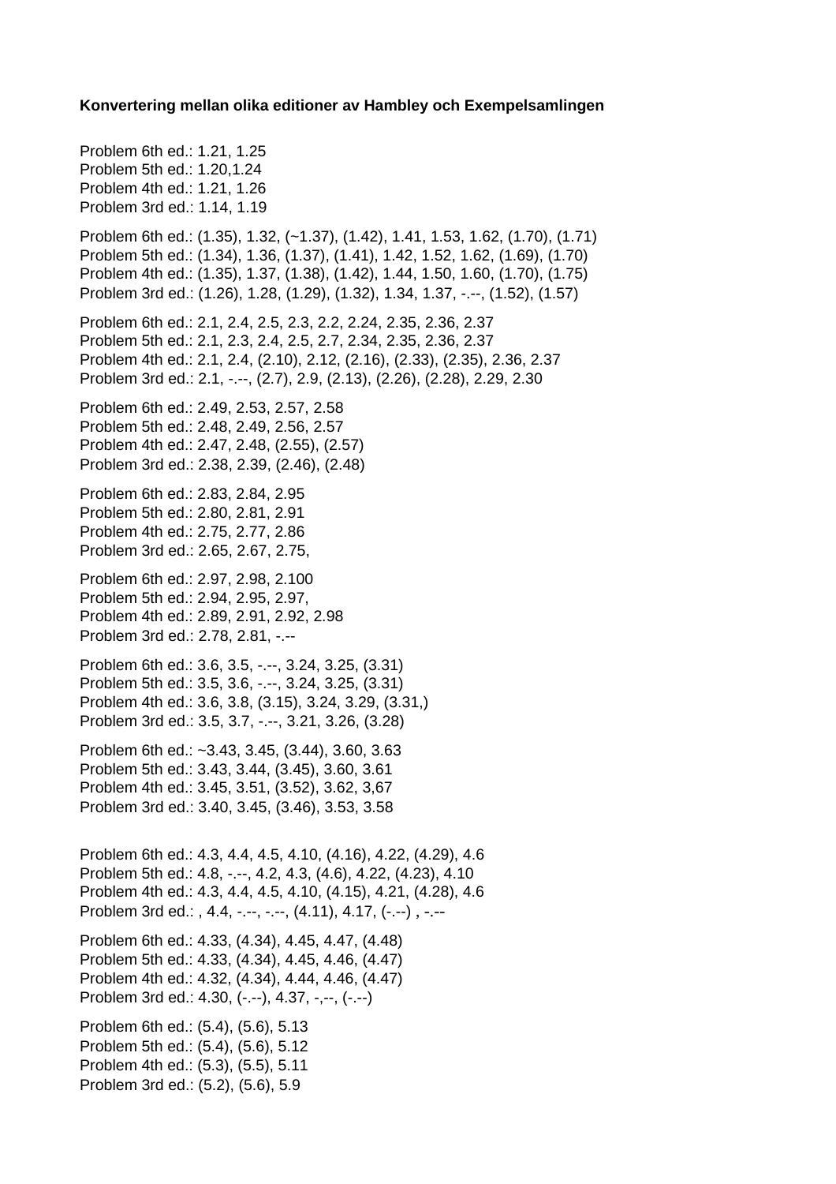**Konvertering mellan olika editioner av Hambley och Exempelsamlingen**

Problem 6th ed.: 1.21, 1.25
Problem 5th ed.: 1.20,1.24
Problem 4th ed.: 1.21, 1.26
Problem 3rd ed.: 1.14, 1.19

Problem 6th ed.: (1.35), 1.32, (~1.37), (1.42), 1.41, 1.53, 1.62, (1.70), (1.71)
Problem 5th ed.: (1.34), 1.36, (1.37), (1.41), 1.42, 1.52, 1.62, (1.69), (1.70)
Problem 4th ed.: (1.35), 1.37, (1.38), (1.42), 1.44, 1.50, 1.60, (1.70), (1.75)
Problem 3rd ed.: (1.26), 1.28, (1.29), (1.32), 1.34, 1.37, -.--, (1.52), (1.57)

Problem 6th ed.: 2.1, 2.4, 2.5, 2.3, 2.2, 2.24, 2.35, 2.36, 2.37
Problem 5th ed.: 2.1, 2.3, 2.4, 2.5, 2.7, 2.34, 2.35, 2.36, 2.37
Problem 4th ed.: 2.1, 2.4, (2.10), 2.12, (2.16), (2.33), (2.35), 2.36, 2.37
Problem 3rd ed.: 2.1, -.--, (2.7), 2.9, (2.13), (2.26), (2.28), 2.29, 2.30

Problem 6th ed.: 2.49, 2.53, 2.57, 2.58
Problem 5th ed.: 2.48, 2.49, 2.56, 2.57
Problem 4th ed.: 2.47, 2.48, (2.55), (2.57)
Problem 3rd ed.: 2.38, 2.39, (2.46), (2.48)

Problem 6th ed.: 2.83, 2.84, 2.95
Problem 5th ed.: 2.80, 2.81, 2.91
Problem 4th ed.: 2.75, 2.77, 2.86
Problem 3rd ed.: 2.65, 2.67, 2.75,

Problem 6th ed.: 2.97, 2.98, 2.100
Problem 5th ed.: 2.94, 2.95, 2.97,
Problem 4th ed.: 2.89, 2.91, 2.92, 2.98
Problem 3rd ed.: 2.78, 2.81, -.--

Problem 6th ed.: 3.6, 3.5, -.--, 3.24, 3.25, (3.31)
Problem 5th ed.: 3.5, 3.6, -.--, 3.24, 3.25, (3.31)
Problem 4th ed.: 3.6, 3.8, (3.15), 3.24, 3.29, (3.31,)
Problem 3rd ed.: 3.5, 3.7, -.--, 3.21, 3.26, (3.28)

Problem 6th ed.: ~3.43, 3.45, (3.44), 3.60, 3.63
Problem 5th ed.: 3.43, 3.44, (3.45), 3.60, 3.61
Problem 4th ed.: 3.45, 3.51, (3.52), 3.62, 3,67
Problem 3rd ed.: 3.40, 3.45, (3.46), 3.53, 3.58

Problem 6th ed.: 4.3, 4.4, 4.5, 4.10, (4.16), 4.22, (4.29), 4.6
Problem 5th ed.: 4.8, -.--, 4.2, 4.3, (4.6), 4.22, (4.23), 4.10
Problem 4th ed.: 4.3, 4.4, 4.5, 4.10, (4.15), 4.21, (4.28), 4.6
Problem 3rd ed.: , 4.4, -.--, -.--, (4.11), 4.17, (-.--) , -.--

Problem 6th ed.: 4.33, (4.34), 4.45, 4.47, (4.48)
Problem 5th ed.: 4.33, (4.34), 4.45, 4.46, (4.47)
Problem 4th ed.: 4.32, (4.34), 4.44, 4.46, (4.47)
Problem 3rd ed.: 4.30, (-.--), 4.37, -,--, (-.--)

Problem 6th ed.: (5.4), (5.6), 5.13
Problem 5th ed.: (5.4), (5.6), 5.12
Problem 4th ed.: (5.3), (5.5), 5.11
Problem 3rd ed.: (5.2), (5.6), 5.9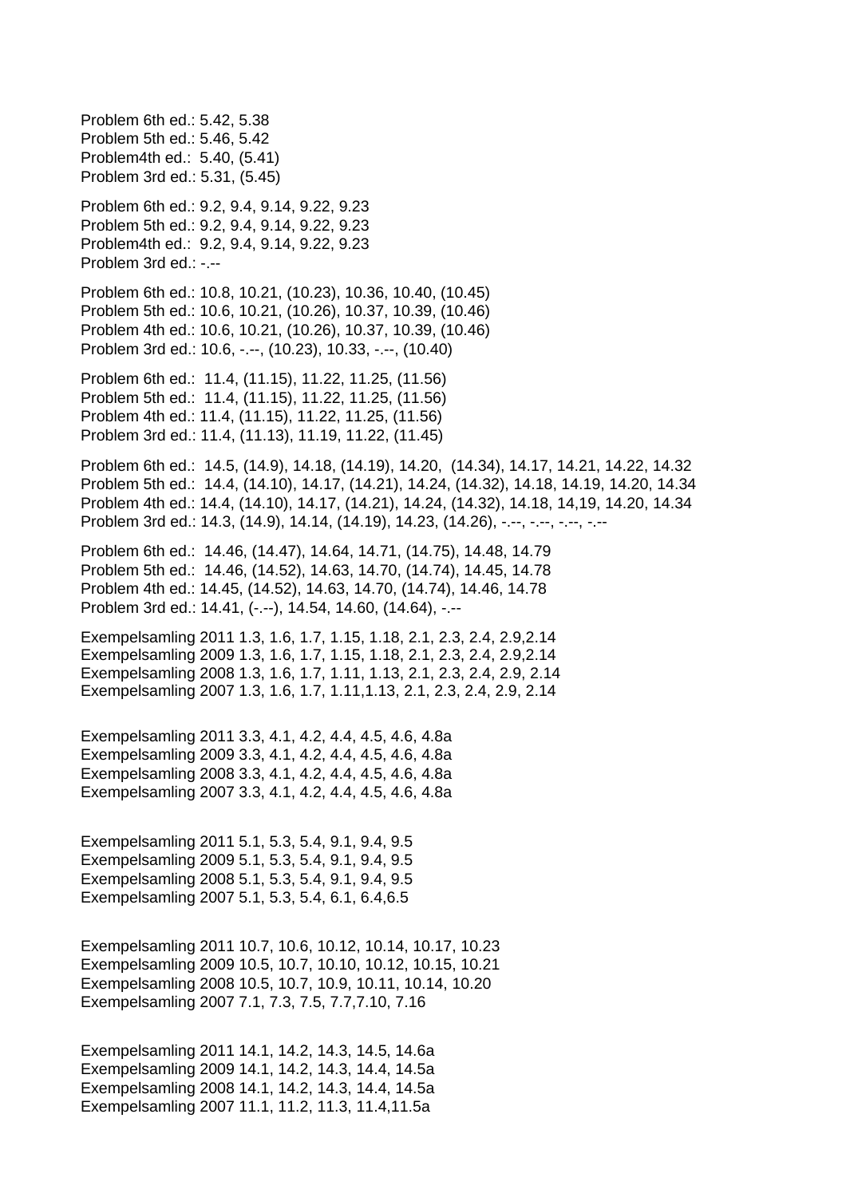Problem 6th ed.: 5.42, 5.38
Problem 5th ed.: 5.46, 5.42
Problem4th ed.: 5.40, (5.41)
Problem 3rd ed.: 5.31, (5.45)

Problem 6th ed.: 9.2, 9.4, 9.14, 9.22, 9.23
Problem 5th ed.: 9.2, 9.4, 9.14, 9.22, 9.23
Problem4th ed.: 9.2, 9.4, 9.14, 9.22, 9.23
Problem 3rd ed.: -.--

Problem 6th ed.: 10.8, 10.21, (10.23), 10.36, 10.40, (10.45)
Problem 5th ed.: 10.6, 10.21, (10.26), 10.37, 10.39, (10.46)
Problem 4th ed.: 10.6, 10.21, (10.26), 10.37, 10.39, (10.46)
Problem 3rd ed.: 10.6, -.--, (10.23), 10.33, -.--, (10.40)

Problem 6th ed.: 11.4, (11.15), 11.22, 11.25, (11.56)
Problem 5th ed.: 11.4, (11.15), 11.22, 11.25, (11.56)
Problem 4th ed.: 11.4, (11.15), 11.22, 11.25, (11.56)
Problem 3rd ed.: 11.4, (11.13), 11.19, 11.22, (11.45)

Problem 6th ed.: 14.5, (14.9), 14.18, (14.19), 14.20, (14.34), 14.17, 14.21, 14.22, 14.32
Problem 5th ed.: 14.4, (14.10), 14.17, (14.21), 14.24, (14.32), 14.18, 14.19, 14.20, 14.34
Problem 4th ed.: 14.4, (14.10), 14.17, (14.21), 14.24, (14.32), 14.18, 14,19, 14.20, 14.34
Problem 3rd ed.: 14.3, (14.9), 14.14, (14.19), 14.23, (14.26), -.--, -.--, -.--, -.--

Problem 6th ed.: 14.46, (14.47), 14.64, 14.71, (14.75), 14.48, 14.79
Problem 5th ed.: 14.46, (14.52), 14.63, 14.70, (14.74), 14.45, 14.78
Problem 4th ed.: 14.45, (14.52), 14.63, 14.70, (14.74), 14.46, 14.78
Problem 3rd ed.: 14.41, (-.--), 14.54, 14.60, (14.64), -.--

Exempelsamling 2011 1.3, 1.6, 1.7, 1.15, 1.18, 2.1, 2.3, 2.4, 2.9,2.14
Exempelsamling 2009 1.3, 1.6, 1.7, 1.15, 1.18, 2.1, 2.3, 2.4, 2.9,2.14
Exempelsamling 2008 1.3, 1.6, 1.7, 1.11, 1.13, 2.1, 2.3, 2.4, 2.9, 2.14
Exempelsamling 2007 1.3, 1.6, 1.7, 1.11,1.13, 2.1, 2.3, 2.4, 2.9, 2.14

Exempelsamling 2011 3.3, 4.1, 4.2, 4.4, 4.5, 4.6, 4.8a
Exempelsamling 2009 3.3, 4.1, 4.2, 4.4, 4.5, 4.6, 4.8a
Exempelsamling 2008 3.3, 4.1, 4.2, 4.4, 4.5, 4.6, 4.8a
Exempelsamling 2007 3.3, 4.1, 4.2, 4.4, 4.5, 4.6, 4.8a

Exempelsamling 2011 5.1, 5.3, 5.4, 9.1, 9.4, 9.5
Exempelsamling 2009 5.1, 5.3, 5.4, 9.1, 9.4, 9.5
Exempelsamling 2008 5.1, 5.3, 5.4, 9.1, 9.4, 9.5
Exempelsamling 2007 5.1, 5.3, 5.4, 6.1, 6.4,6.5

Exempelsamling 2011 10.7, 10.6, 10.12, 10.14, 10.17, 10.23
Exempelsamling 2009 10.5, 10.7, 10.10, 10.12, 10.15, 10.21
Exempelsamling 2008 10.5, 10.7, 10.9, 10.11, 10.14, 10.20
Exempelsamling 2007 7.1, 7.3, 7.5, 7.7,7.10, 7.16

Exempelsamling 2011 14.1, 14.2, 14.3, 14.5, 14.6a
Exempelsamling 2009 14.1, 14.2, 14.3, 14.4, 14.5a
Exempelsamling 2008 14.1, 14.2, 14.3, 14.4, 14.5a
Exempelsamling 2007 11.1, 11.2, 11.3, 11.4,11.5a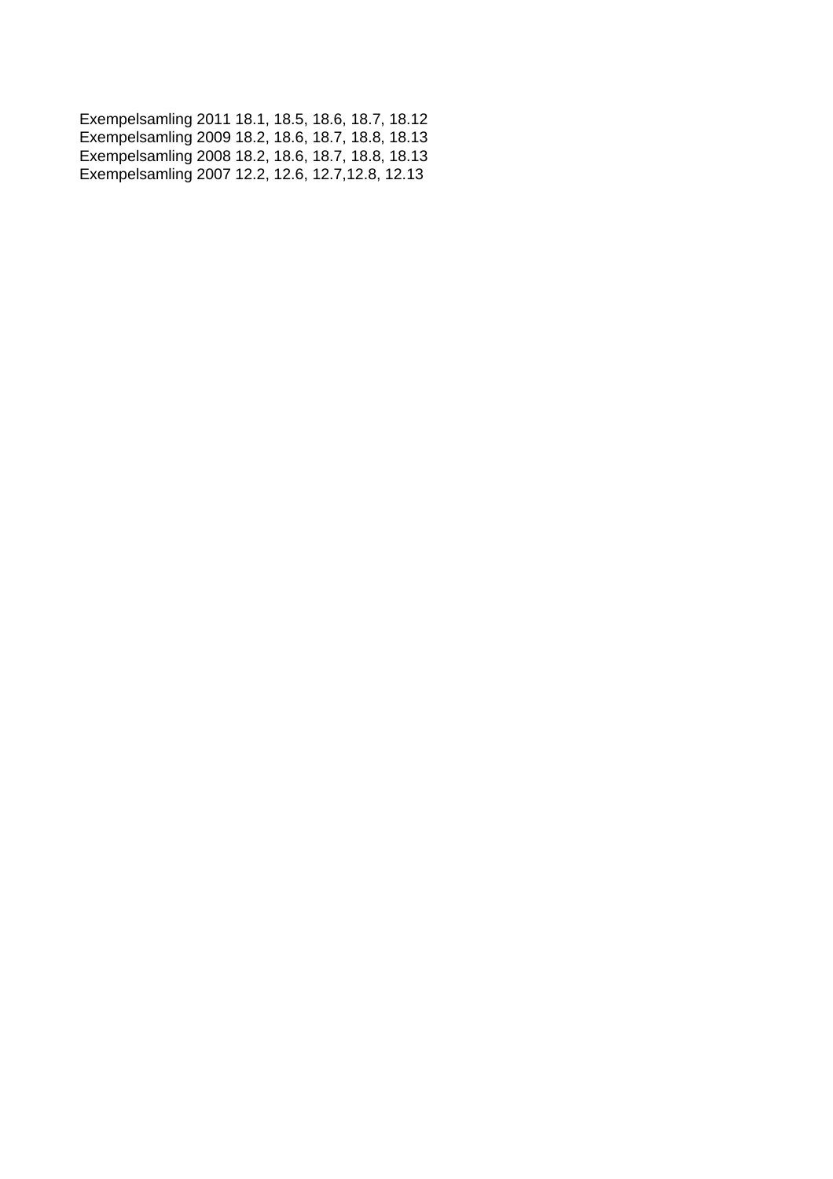Exempelsamling 2011 18.1, 18.5, 18.6, 18.7, 18.12
Exempelsamling 2009 18.2, 18.6, 18.7, 18.8, 18.13
Exempelsamling 2008 18.2, 18.6, 18.7, 18.8, 18.13
Exempelsamling 2007 12.2, 12.6, 12.7,12.8, 12.13